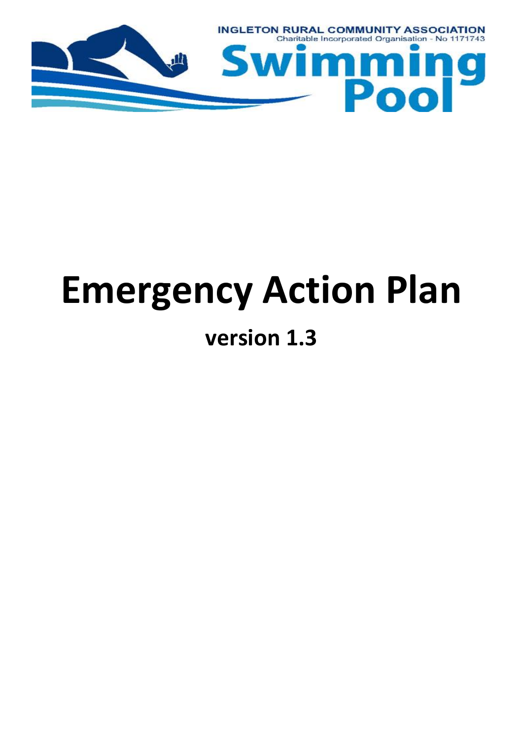INGLETON RURAL COMMUNITY ASSOCIATION
Charitable Incorporated Organisation - No 1171743

Swimming Pool

# Emergency Action Plan

## version 1.3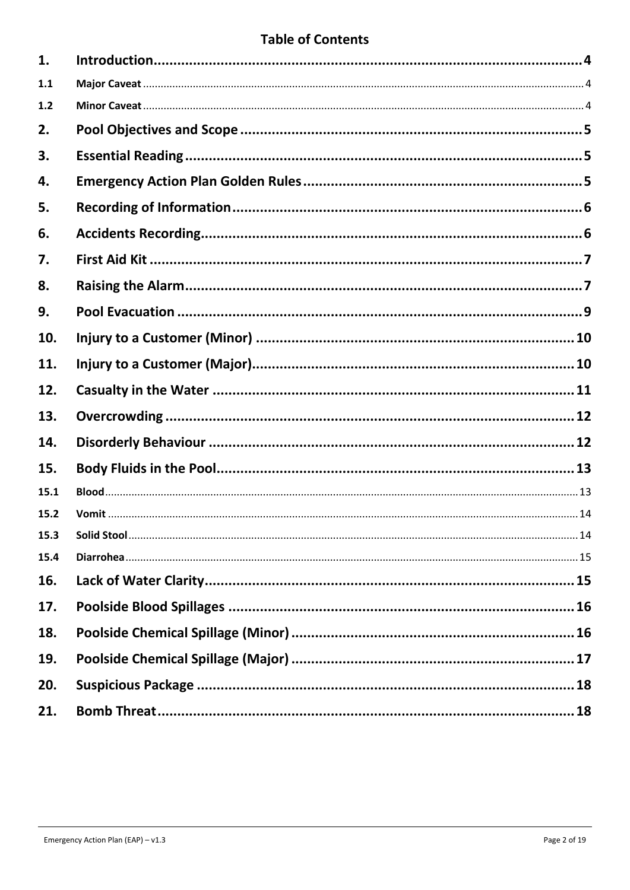# Table of Contents

| | | |
|---|---|---|
| 1. | Introduction | 4 |
| 1.1 | Major Caveat | 4 |
| 1.2 | Minor Caveat | 4 |
| 2. | Pool Objectives and Scope | 5 |
| 3. | Essential Reading | 5 |
| 4. | Emergency Action Plan Golden Rules | 5 |
| 5. | Recording of Information | 6 |
| 6. | Accidents Recording | 6 |
| 7. | First Aid Kit | 7 |
| 8. | Raising the Alarm | 7 |
| 9. | Pool Evacuation | 9 |
| 10. | Injury to a Customer (Minor) | 10 |
| 11. | Injury to a Customer (Major) | 10 |
| 12. | Casualty in the Water | 11 |
| 13. | Overcrowding | 12 |
| 14. | Disorderly Behaviour | 12 |
| 15. | Body Fluids in the Pool | 13 |
| 15.1 | Blood | 13 |
| 15.2 | Vomit | 14 |
| 15.3 | Solid Stool | 14 |
| 15.4 | Diarrohea | 15 |
| 16. | Lack of Water Clarity | 15 |
| 17. | Poolside Blood Spillages | 16 |
| 18. | Poolside Chemical Spillage (Minor) | 16 |
| 19. | Poolside Chemical Spillage (Major) | 17 |
| 20. | Suspicious Package | 18 |
| 21. | Bomb Threat | 18 |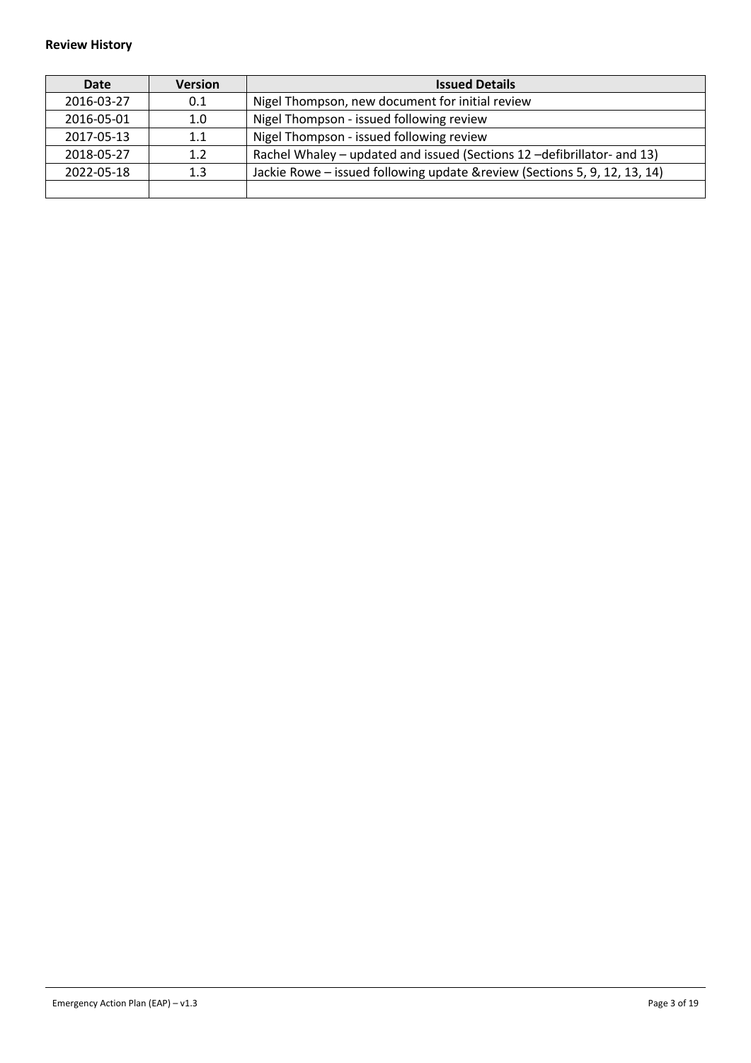**Review History**

| Date | Version | Issued Details |
|---|---|---|
| 2016-03-27 | 0.1 | Nigel Thompson, new document for initial review |
| 2016-05-01 | 1.0 | Nigel Thompson - issued following review |
| 2017-05-13 | 1.1 | Nigel Thompson - issued following review |
| 2018-05-27 | 1.2 | Rachel Whaley – updated and issued (Sections 12 –defibrillator- and 13) |
| 2022-05-18 | 1.3 | Jackie Rowe – issued following update &review (Sections 5, 9, 12, 13, 14) |
| | | |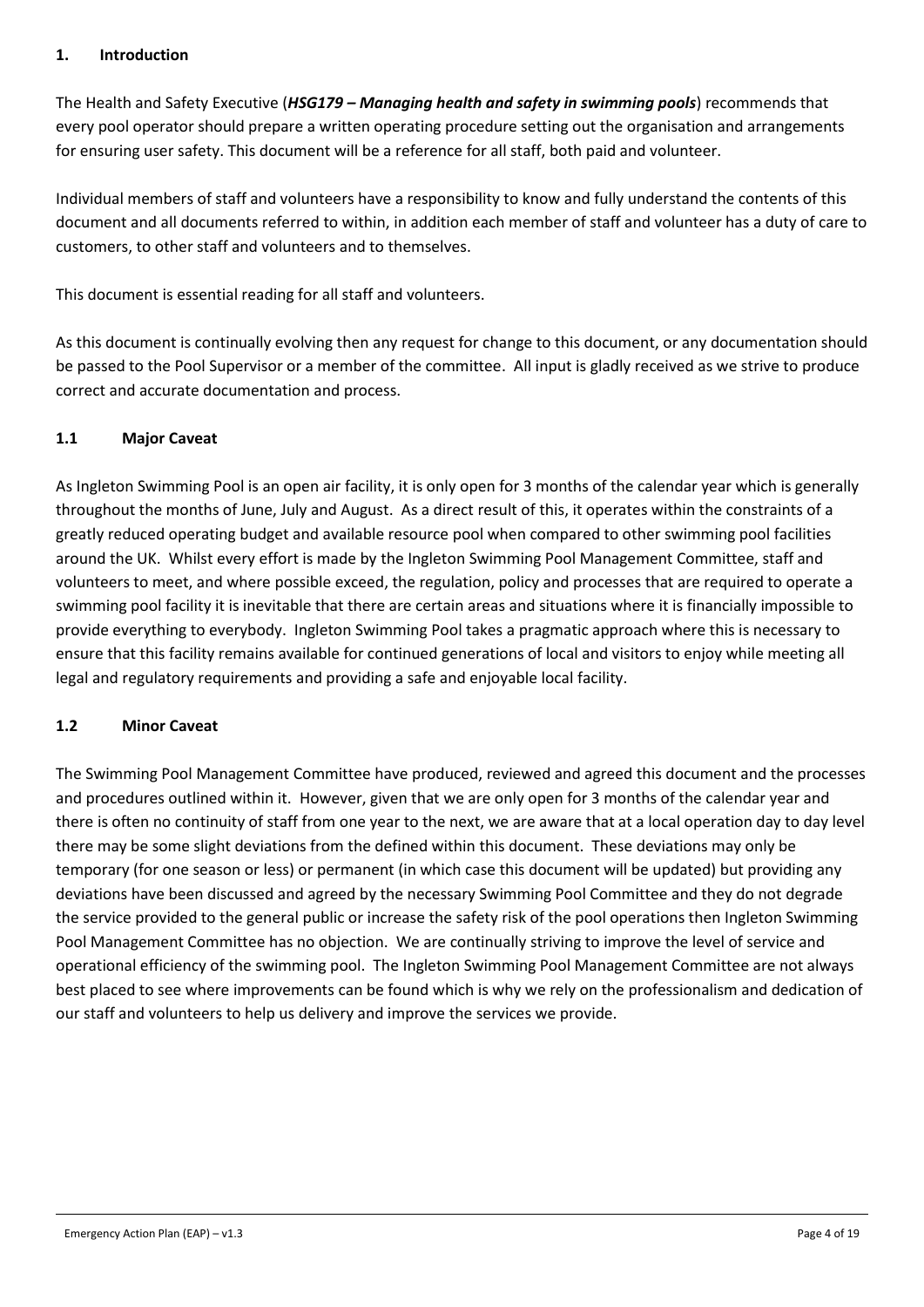## 1. Introduction

The Health and Safety Executive (***HSG179 – Managing health and safety in swimming pools***) recommends that every pool operator should prepare a written operating procedure setting out the organisation and arrangements for ensuring user safety. This document will be a reference for all staff, both paid and volunteer.

Individual members of staff and volunteers have a responsibility to know and fully understand the contents of this document and all documents referred to within, in addition each member of staff and volunteer has a duty of care to customers, to other staff and volunteers and to themselves.

This document is essential reading for all staff and volunteers.

As this document is continually evolving then any request for change to this document, or any documentation should be passed to the Pool Supervisor or a member of the committee. All input is gladly received as we strive to produce correct and accurate documentation and process.

### 1.1 Major Caveat

As Ingleton Swimming Pool is an open air facility, it is only open for 3 months of the calendar year which is generally throughout the months of June, July and August. As a direct result of this, it operates within the constraints of a greatly reduced operating budget and available resource pool when compared to other swimming pool facilities around the UK. Whilst every effort is made by the Ingleton Swimming Pool Management Committee, staff and volunteers to meet, and where possible exceed, the regulation, policy and processes that are required to operate a swimming pool facility it is inevitable that there are certain areas and situations where it is financially impossible to provide everything to everybody. Ingleton Swimming Pool takes a pragmatic approach where this is necessary to ensure that this facility remains available for continued generations of local and visitors to enjoy while meeting all legal and regulatory requirements and providing a safe and enjoyable local facility.

### 1.2 Minor Caveat

The Swimming Pool Management Committee have produced, reviewed and agreed this document and the processes and procedures outlined within it. However, given that we are only open for 3 months of the calendar year and there is often no continuity of staff from one year to the next, we are aware that at a local operation day to day level there may be some slight deviations from the defined within this document. These deviations may only be temporary (for one season or less) or permanent (in which case this document will be updated) but providing any deviations have been discussed and agreed by the necessary Swimming Pool Committee and they do not degrade the service provided to the general public or increase the safety risk of the pool operations then Ingleton Swimming Pool Management Committee has no objection. We are continually striving to improve the level of service and operational efficiency of the swimming pool. The Ingleton Swimming Pool Management Committee are not always best placed to see where improvements can be found which is why we rely on the professionalism and dedication of our staff and volunteers to help us delivery and improve the services we provide.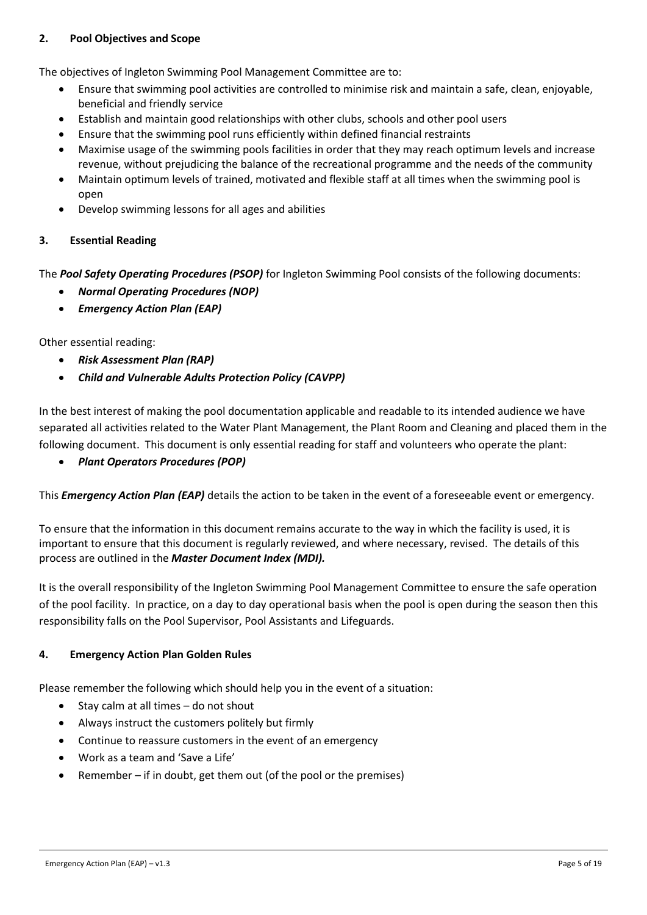## 2. Pool Objectives and Scope

The objectives of Ingleton Swimming Pool Management Committee are to:

- Ensure that swimming pool activities are controlled to minimise risk and maintain a safe, clean, enjoyable, beneficial and friendly service
- Establish and maintain good relationships with other clubs, schools and other pool users
- Ensure that the swimming pool runs efficiently within defined financial restraints
- Maximise usage of the swimming pools facilities in order that they may reach optimum levels and increase revenue, without prejudicing the balance of the recreational programme and the needs of the community
- Maintain optimum levels of trained, motivated and flexible staff at all times when the swimming pool is open
- Develop swimming lessons for all ages and abilities

## 3. Essential Reading

The ***Pool Safety Operating Procedures (PSOP)*** for Ingleton Swimming Pool consists of the following documents:

- ***Normal Operating Procedures (NOP)***
- ***Emergency Action Plan (EAP)***

Other essential reading:

- ***Risk Assessment Plan (RAP)***
- ***Child and Vulnerable Adults Protection Policy (CAVPP)***

In the best interest of making the pool documentation applicable and readable to its intended audience we have separated all activities related to the Water Plant Management, the Plant Room and Cleaning and placed them in the following document. This document is only essential reading for staff and volunteers who operate the plant:

- ***Plant Operators Procedures (POP)***

This ***Emergency Action Plan (EAP)*** details the action to be taken in the event of a foreseeable event or emergency.

To ensure that the information in this document remains accurate to the way in which the facility is used, it is important to ensure that this document is regularly reviewed, and where necessary, revised. The details of this process are outlined in the ***Master Document Index (MDI).***

It is the overall responsibility of the Ingleton Swimming Pool Management Committee to ensure the safe operation of the pool facility. In practice, on a day to day operational basis when the pool is open during the season then this responsibility falls on the Pool Supervisor, Pool Assistants and Lifeguards.

## 4. Emergency Action Plan Golden Rules

Please remember the following which should help you in the event of a situation:

- Stay calm at all times – do not shout
- Always instruct the customers politely but firmly
- Continue to reassure customers in the event of an emergency
- Work as a team and 'Save a Life'
- Remember – if in doubt, get them out (of the pool or the premises)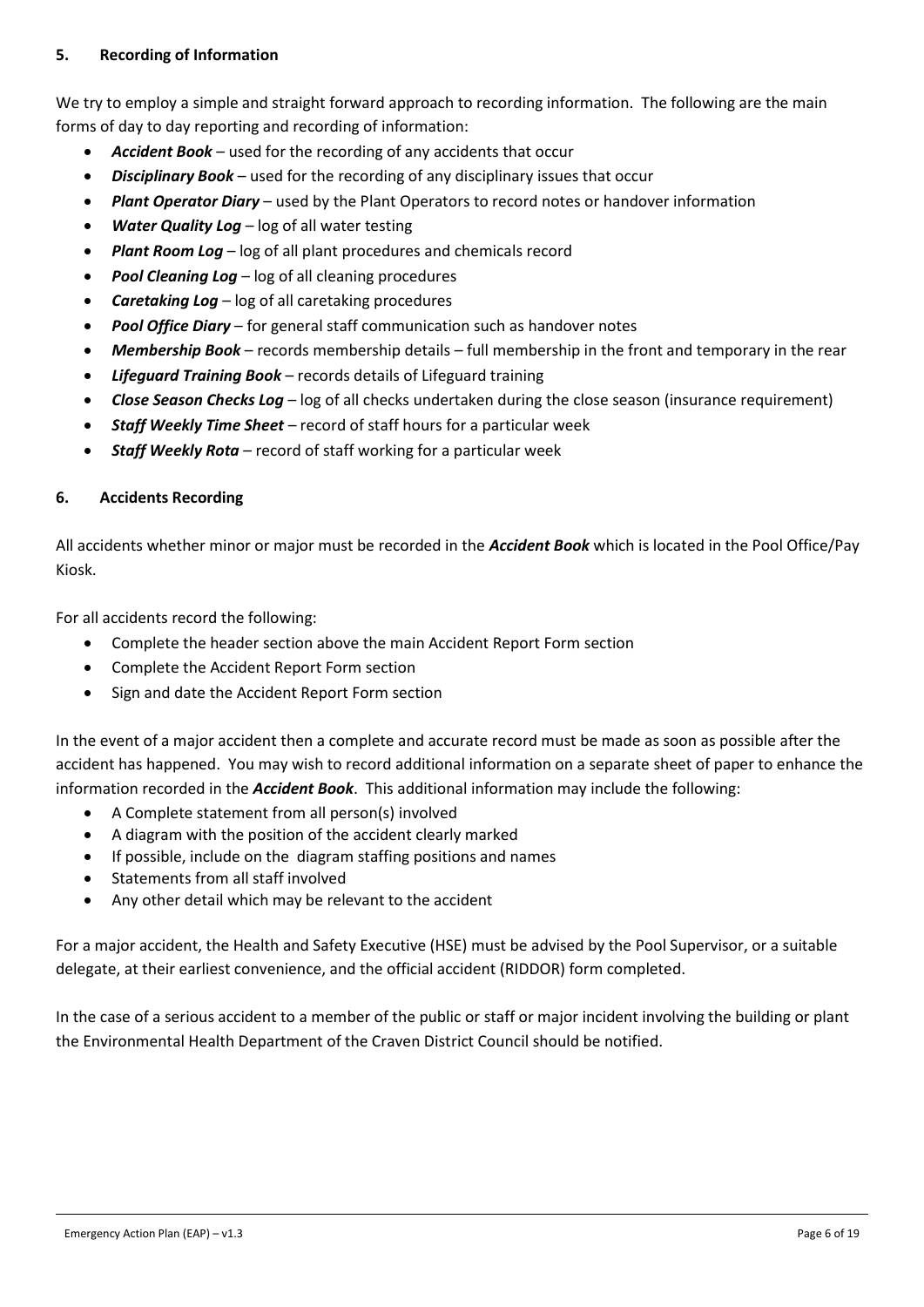## 5. Recording of Information

We try to employ a simple and straight forward approach to recording information. The following are the main forms of day to day reporting and recording of information:

- ***Accident Book*** – used for the recording of any accidents that occur
- ***Disciplinary Book*** – used for the recording of any disciplinary issues that occur
- ***Plant Operator Diary*** – used by the Plant Operators to record notes or handover information
- ***Water Quality Log*** – log of all water testing
- ***Plant Room Log*** – log of all plant procedures and chemicals record
- ***Pool Cleaning Log*** – log of all cleaning procedures
- ***Caretaking Log*** – log of all caretaking procedures
- ***Pool Office Diary*** – for general staff communication such as handover notes
- ***Membership Book*** – records membership details – full membership in the front and temporary in the rear
- ***Lifeguard Training Book*** – records details of Lifeguard training
- ***Close Season Checks Log*** – log of all checks undertaken during the close season (insurance requirement)
- ***Staff Weekly Time Sheet*** – record of staff hours for a particular week
- ***Staff Weekly Rota*** – record of staff working for a particular week

## 6. Accidents Recording

All accidents whether minor or major must be recorded in the ***Accident Book*** which is located in the Pool Office/Pay Kiosk.

For all accidents record the following:

- Complete the header section above the main Accident Report Form section
- Complete the Accident Report Form section
- Sign and date the Accident Report Form section

In the event of a major accident then a complete and accurate record must be made as soon as possible after the accident has happened. You may wish to record additional information on a separate sheet of paper to enhance the information recorded in the ***Accident Book***. This additional information may include the following:

- A Complete statement from all person(s) involved
- A diagram with the position of the accident clearly marked
- If possible, include on the diagram staffing positions and names
- Statements from all staff involved
- Any other detail which may be relevant to the accident

For a major accident, the Health and Safety Executive (HSE) must be advised by the Pool Supervisor, or a suitable delegate, at their earliest convenience, and the official accident (RIDDOR) form completed.

In the case of a serious accident to a member of the public or staff or major incident involving the building or plant the Environmental Health Department of the Craven District Council should be notified.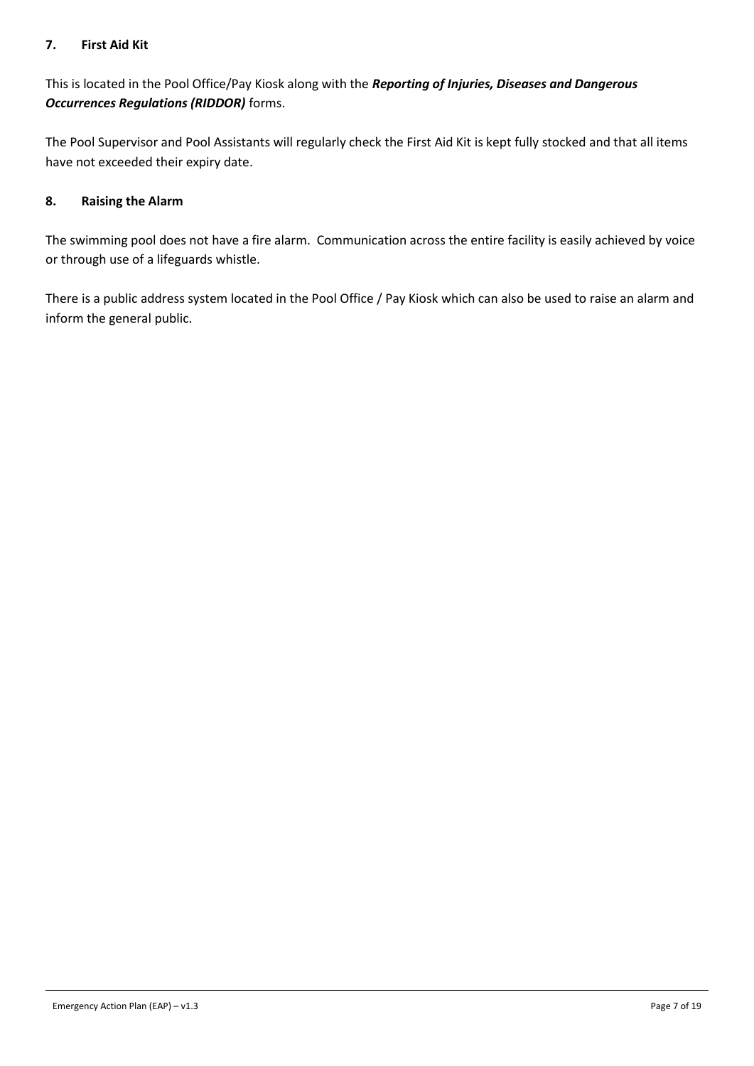## 7. First Aid Kit

This is located in the Pool Office/Pay Kiosk along with the ***Reporting of Injuries, Diseases and Dangerous Occurrences Regulations (RIDDOR)*** forms.

The Pool Supervisor and Pool Assistants will regularly check the First Aid Kit is kept fully stocked and that all items have not exceeded their expiry date.

## 8. Raising the Alarm

The swimming pool does not have a fire alarm. Communication across the entire facility is easily achieved by voice or through use of a lifeguards whistle.

There is a public address system located in the Pool Office / Pay Kiosk which can also be used to raise an alarm and inform the general public.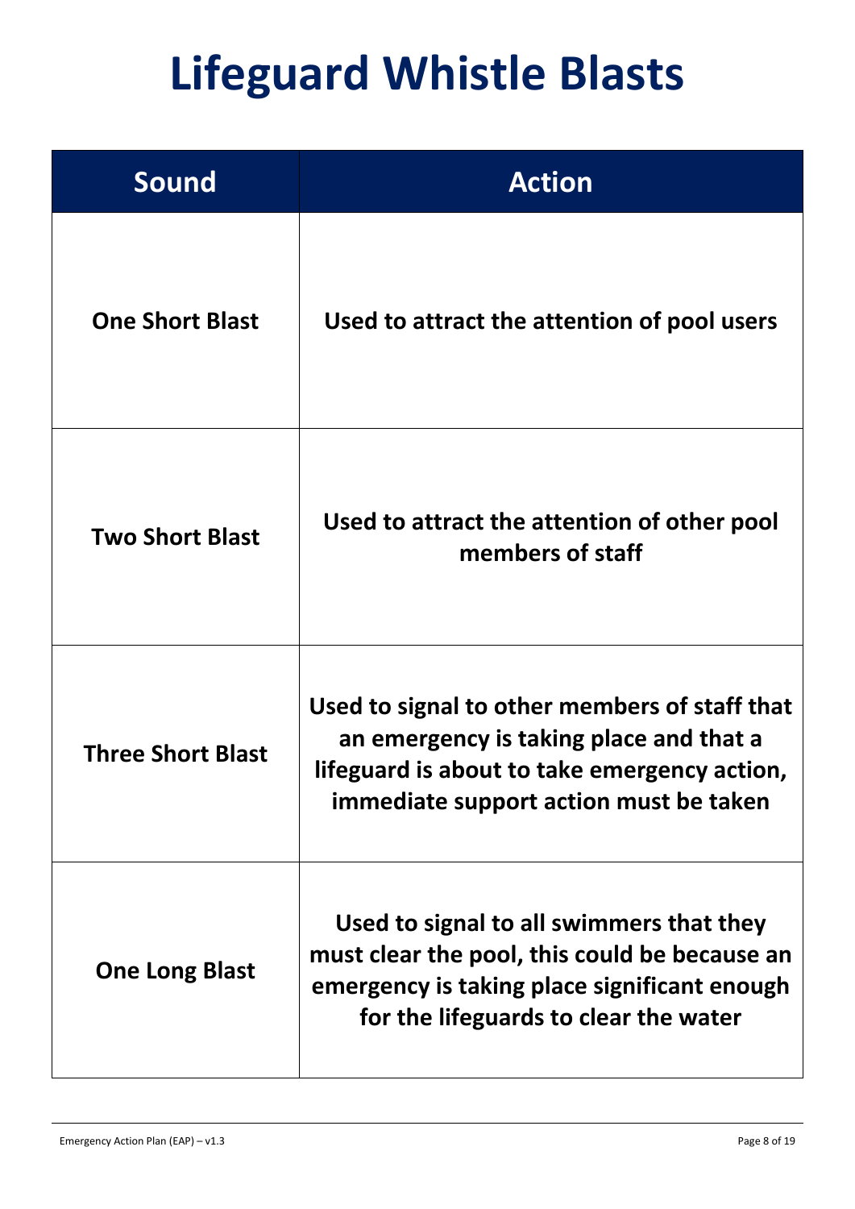# Lifeguard Whistle Blasts

| Sound | Action |
| --- | --- |
| **One Short Blast** | **Used to attract the attention of pool users** |
| **Two Short Blast** | **Used to attract the attention of other pool members of staff** |
| **Three Short Blast** | **Used to signal to other members of staff that an emergency is taking place and that a lifeguard is about to take emergency action, immediate support action must be taken** |
| **One Long Blast** | **Used to signal to all swimmers that they must clear the pool, this could be because an emergency is taking place significant enough for the lifeguards to clear the water** |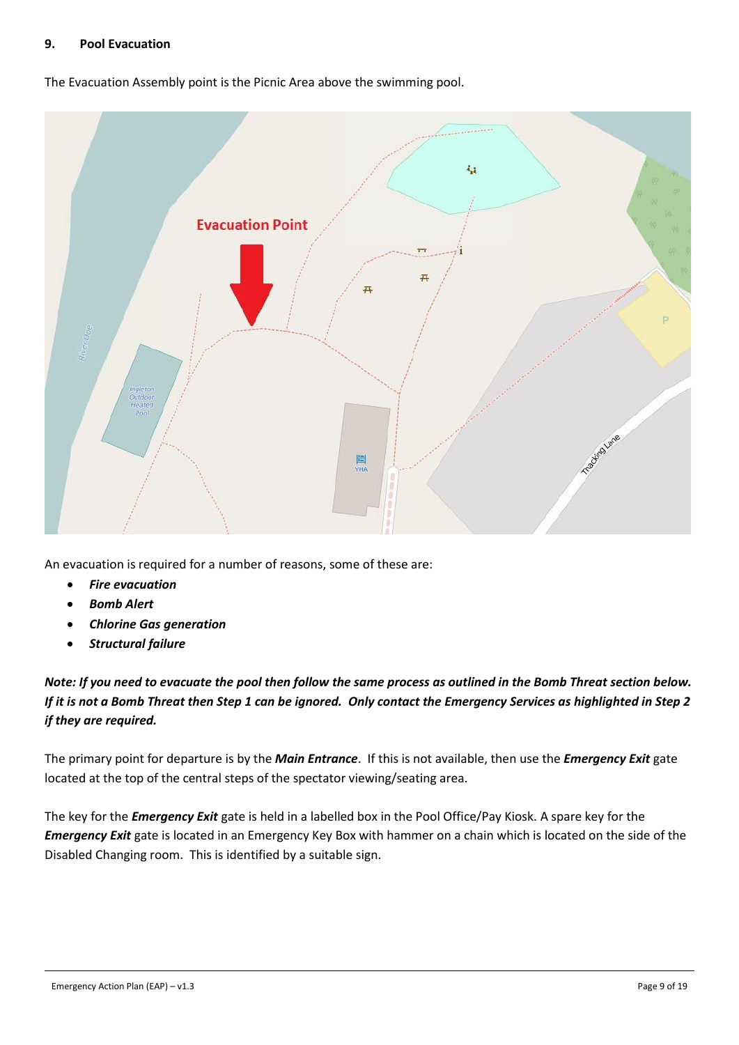## 9. Pool Evacuation

The Evacuation Assembly point is the Picnic Area above the swimming pool.

An evacuation is required for a number of reasons, some of these are:

- ***Fire evacuation***
- ***Bomb Alert***
- ***Chlorine Gas generation***
- ***Structural failure***

***Note: If you need to evacuate the pool then follow the same process as outlined in the Bomb Threat section below. If it is not a Bomb Threat then Step 1 can be ignored. Only contact the Emergency Services as highlighted in Step 2 if they are required.***

The primary point for departure is by the ***Main Entrance***. If this is not available, then use the ***Emergency Exit*** gate located at the top of the central steps of the spectator viewing/seating area.

The key for the ***Emergency Exit*** gate is held in a labelled box in the Pool Office/Pay Kiosk. A spare key for the ***Emergency Exit*** gate is located in an Emergency Key Box with hammer on a chain which is located on the side of the Disabled Changing room. This is identified by a suitable sign.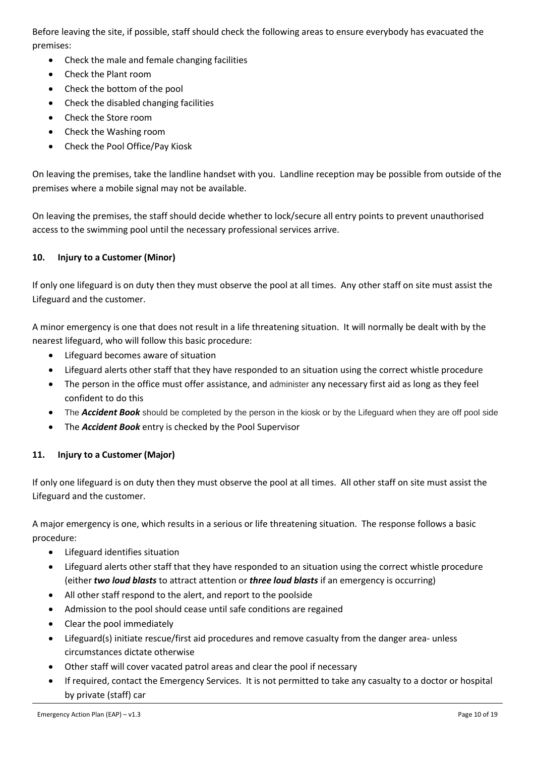Before leaving the site, if possible, staff should check the following areas to ensure everybody has evacuated the premises:

- Check the male and female changing facilities
- Check the Plant room
- Check the bottom of the pool
- Check the disabled changing facilities
- Check the Store room
- Check the Washing room
- Check the Pool Office/Pay Kiosk

On leaving the premises, take the landline handset with you. Landline reception may be possible from outside of the premises where a mobile signal may not be available.

On leaving the premises, the staff should decide whether to lock/secure all entry points to prevent unauthorised access to the swimming pool until the necessary professional services arrive.

## 10. Injury to a Customer (Minor)

If only one lifeguard is on duty then they must observe the pool at all times. Any other staff on site must assist the Lifeguard and the customer.

A minor emergency is one that does not result in a life threatening situation. It will normally be dealt with by the nearest lifeguard, who will follow this basic procedure:

- Lifeguard becomes aware of situation
- Lifeguard alerts other staff that they have responded to an situation using the correct whistle procedure
- The person in the office must offer assistance, and administer any necessary first aid as long as they feel confident to do this
- The ***Accident Book*** should be completed by the person in the kiosk or by the Lifeguard when they are off pool side
- The ***Accident Book*** entry is checked by the Pool Supervisor

## 11. Injury to a Customer (Major)

If only one lifeguard is on duty then they must observe the pool at all times. All other staff on site must assist the Lifeguard and the customer.

A major emergency is one, which results in a serious or life threatening situation. The response follows a basic procedure:

- Lifeguard identifies situation
- Lifeguard alerts other staff that they have responded to an situation using the correct whistle procedure (either ***two loud blasts*** to attract attention or ***three loud blasts*** if an emergency is occurring)
- All other staff respond to the alert, and report to the poolside
- Admission to the pool should cease until safe conditions are regained
- Clear the pool immediately
- Lifeguard(s) initiate rescue/first aid procedures and remove casualty from the danger area- unless circumstances dictate otherwise
- Other staff will cover vacated patrol areas and clear the pool if necessary
- If required, contact the Emergency Services. It is not permitted to take any casualty to a doctor or hospital by private (staff) car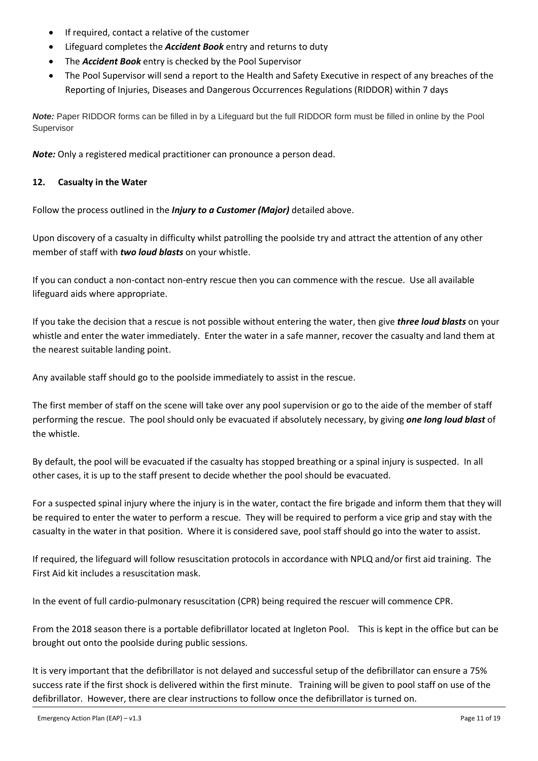- If required, contact a relative of the customer
- Lifeguard completes the ***Accident Book*** entry and returns to duty
- The ***Accident Book*** entry is checked by the Pool Supervisor
- The Pool Supervisor will send a report to the Health and Safety Executive in respect of any breaches of the Reporting of Injuries, Diseases and Dangerous Occurrences Regulations (RIDDOR) within 7 days

***Note:*** Paper RIDDOR forms can be filled in by a Lifeguard but the full RIDDOR form must be filled in online by the Pool Supervisor

***Note:*** Only a registered medical practitioner can pronounce a person dead.

## 12. Casualty in the Water

Follow the process outlined in the ***Injury to a Customer (Major)*** detailed above.

Upon discovery of a casualty in difficulty whilst patrolling the poolside try and attract the attention of any other member of staff with ***two loud blasts*** on your whistle.

If you can conduct a non-contact non-entry rescue then you can commence with the rescue. Use all available lifeguard aids where appropriate.

If you take the decision that a rescue is not possible without entering the water, then give ***three loud blasts*** on your whistle and enter the water immediately. Enter the water in a safe manner, recover the casualty and land them at the nearest suitable landing point.

Any available staff should go to the poolside immediately to assist in the rescue.

The first member of staff on the scene will take over any pool supervision or go to the aide of the member of staff performing the rescue. The pool should only be evacuated if absolutely necessary, by giving ***one long loud blast*** of the whistle.

By default, the pool will be evacuated if the casualty has stopped breathing or a spinal injury is suspected. In all other cases, it is up to the staff present to decide whether the pool should be evacuated.

For a suspected spinal injury where the injury is in the water, contact the fire brigade and inform them that they will be required to enter the water to perform a rescue. They will be required to perform a vice grip and stay with the casualty in the water in that position. Where it is considered save, pool staff should go into the water to assist.

If required, the lifeguard will follow resuscitation protocols in accordance with NPLQ and/or first aid training. The First Aid kit includes a resuscitation mask.

In the event of full cardio-pulmonary resuscitation (CPR) being required the rescuer will commence CPR.

From the 2018 season there is a portable defibrillator located at Ingleton Pool. This is kept in the office but can be brought out onto the poolside during public sessions.

It is very important that the defibrillator is not delayed and successful setup of the defibrillator can ensure a 75% success rate if the first shock is delivered within the first minute. Training will be given to pool staff on use of the defibrillator. However, there are clear instructions to follow once the defibrillator is turned on.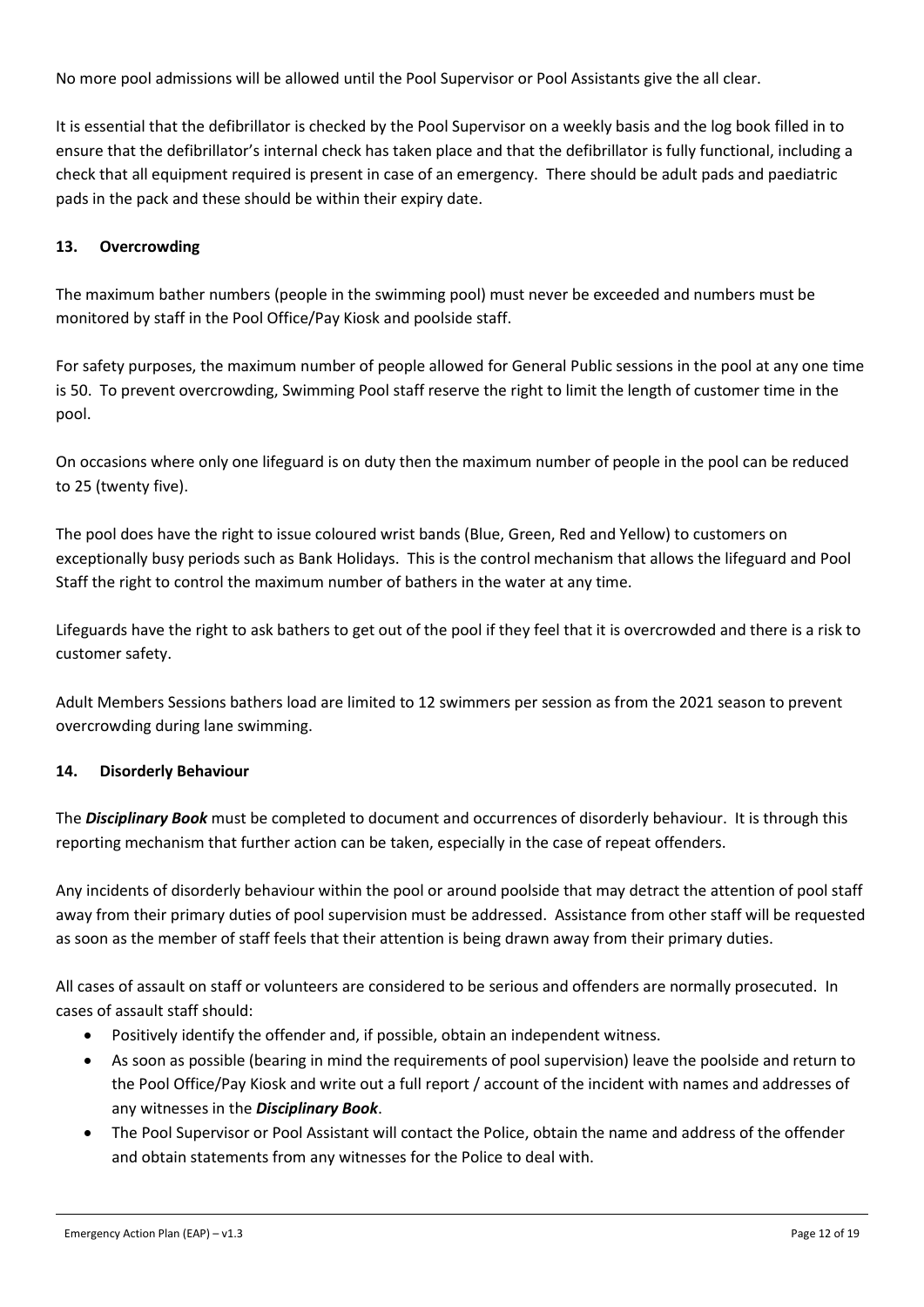No more pool admissions will be allowed until the Pool Supervisor or Pool Assistants give the all clear.

It is essential that the defibrillator is checked by the Pool Supervisor on a weekly basis and the log book filled in to ensure that the defibrillator's internal check has taken place and that the defibrillator is fully functional, including a check that all equipment required is present in case of an emergency. There should be adult pads and paediatric pads in the pack and these should be within their expiry date.

## 13. Overcrowding

The maximum bather numbers (people in the swimming pool) must never be exceeded and numbers must be monitored by staff in the Pool Office/Pay Kiosk and poolside staff.

For safety purposes, the maximum number of people allowed for General Public sessions in the pool at any one time is 50. To prevent overcrowding, Swimming Pool staff reserve the right to limit the length of customer time in the pool.

On occasions where only one lifeguard is on duty then the maximum number of people in the pool can be reduced to 25 (twenty five).

The pool does have the right to issue coloured wrist bands (Blue, Green, Red and Yellow) to customers on exceptionally busy periods such as Bank Holidays. This is the control mechanism that allows the lifeguard and Pool Staff the right to control the maximum number of bathers in the water at any time.

Lifeguards have the right to ask bathers to get out of the pool if they feel that it is overcrowded and there is a risk to customer safety.

Adult Members Sessions bathers load are limited to 12 swimmers per session as from the 2021 season to prevent overcrowding during lane swimming.

## 14. Disorderly Behaviour

The ***Disciplinary Book*** must be completed to document and occurrences of disorderly behaviour. It is through this reporting mechanism that further action can be taken, especially in the case of repeat offenders.

Any incidents of disorderly behaviour within the pool or around poolside that may detract the attention of pool staff away from their primary duties of pool supervision must be addressed. Assistance from other staff will be requested as soon as the member of staff feels that their attention is being drawn away from their primary duties.

All cases of assault on staff or volunteers are considered to be serious and offenders are normally prosecuted. In cases of assault staff should:

- Positively identify the offender and, if possible, obtain an independent witness.
- As soon as possible (bearing in mind the requirements of pool supervision) leave the poolside and return to the Pool Office/Pay Kiosk and write out a full report / account of the incident with names and addresses of any witnesses in the ***Disciplinary Book***.
- The Pool Supervisor or Pool Assistant will contact the Police, obtain the name and address of the offender and obtain statements from any witnesses for the Police to deal with.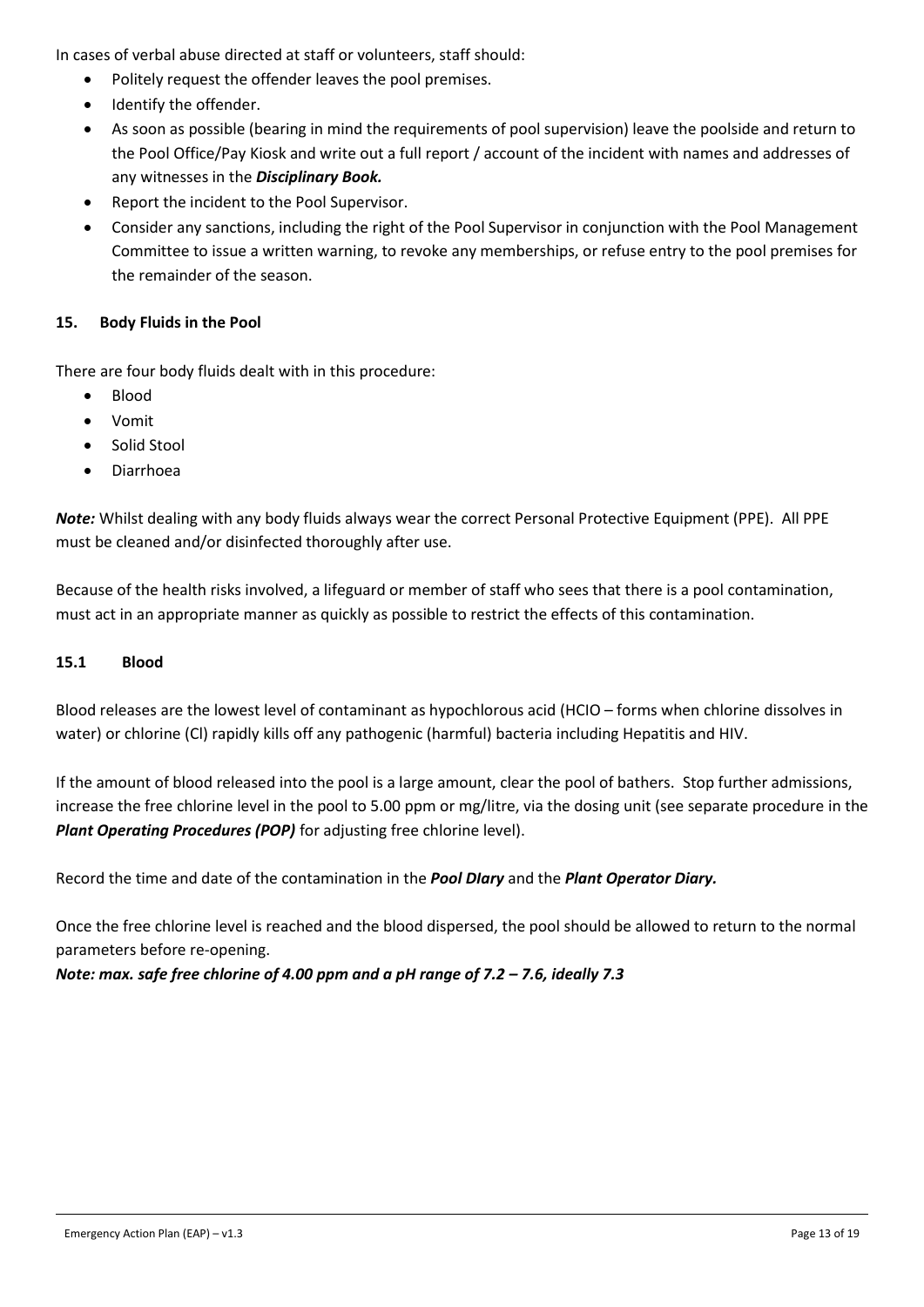In cases of verbal abuse directed at staff or volunteers, staff should:

- Politely request the offender leaves the pool premises.
- Identify the offender.
- As soon as possible (bearing in mind the requirements of pool supervision) leave the poolside and return to the Pool Office/Pay Kiosk and write out a full report / account of the incident with names and addresses of any witnesses in the ***Disciplinary Book.***
- Report the incident to the Pool Supervisor.
- Consider any sanctions, including the right of the Pool Supervisor in conjunction with the Pool Management Committee to issue a written warning, to revoke any memberships, or refuse entry to the pool premises for the remainder of the season.

## 15. Body Fluids in the Pool

There are four body fluids dealt with in this procedure:

- Blood
- Vomit
- Solid Stool
- Diarrhoea

***Note:*** Whilst dealing with any body fluids always wear the correct Personal Protective Equipment (PPE). All PPE must be cleaned and/or disinfected thoroughly after use.

Because of the health risks involved, a lifeguard or member of staff who sees that there is a pool contamination, must act in an appropriate manner as quickly as possible to restrict the effects of this contamination.

### 15.1 Blood

Blood releases are the lowest level of contaminant as hypochlorous acid (HCIO – forms when chlorine dissolves in water) or chlorine (Cl) rapidly kills off any pathogenic (harmful) bacteria including Hepatitis and HIV.

If the amount of blood released into the pool is a large amount, clear the pool of bathers. Stop further admissions, increase the free chlorine level in the pool to 5.00 ppm or mg/litre, via the dosing unit (see separate procedure in the ***Plant Operating Procedures (POP)*** for adjusting free chlorine level).

Record the time and date of the contamination in the ***Pool DIary*** and the ***Plant Operator Diary.***

Once the free chlorine level is reached and the blood dispersed, the pool should be allowed to return to the normal parameters before re-opening.

***Note: max. safe free chlorine of 4.00 ppm and a pH range of 7.2 – 7.6, ideally 7.3***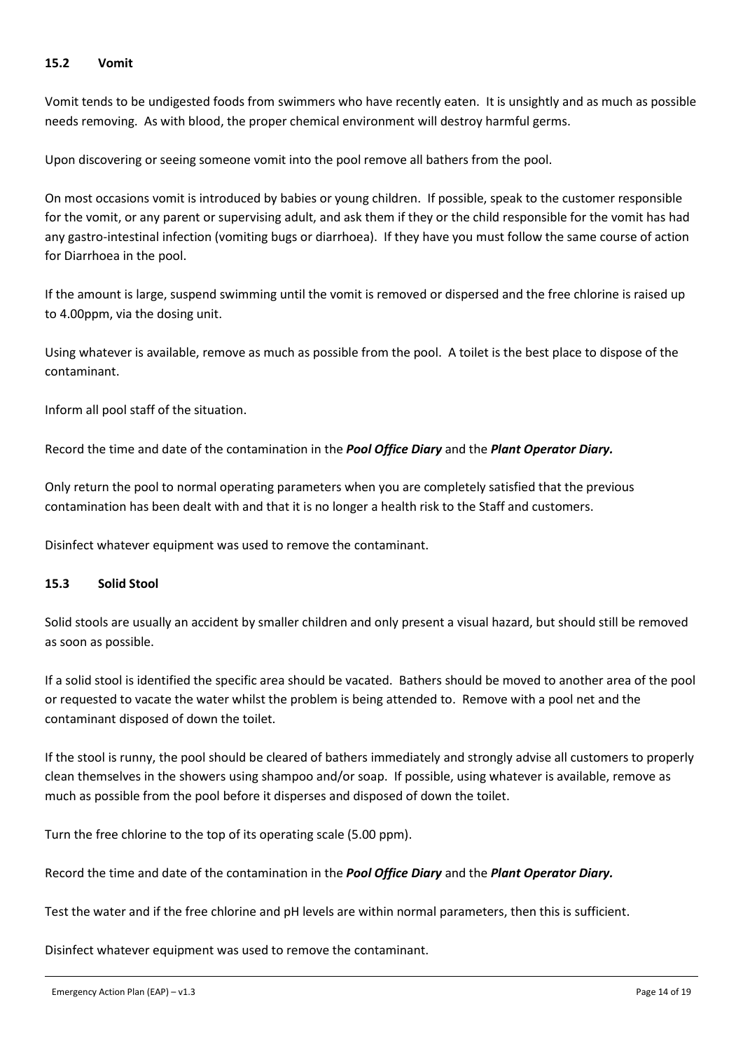### 15.2 Vomit

Vomit tends to be undigested foods from swimmers who have recently eaten. It is unsightly and as much as possible needs removing. As with blood, the proper chemical environment will destroy harmful germs.

Upon discovering or seeing someone vomit into the pool remove all bathers from the pool.

On most occasions vomit is introduced by babies or young children. If possible, speak to the customer responsible for the vomit, or any parent or supervising adult, and ask them if they or the child responsible for the vomit has had any gastro-intestinal infection (vomiting bugs or diarrhoea). If they have you must follow the same course of action for Diarrhoea in the pool.

If the amount is large, suspend swimming until the vomit is removed or dispersed and the free chlorine is raised up to 4.00ppm, via the dosing unit.

Using whatever is available, remove as much as possible from the pool. A toilet is the best place to dispose of the contaminant.

Inform all pool staff of the situation.

Record the time and date of the contamination in the ***Pool Office Diary*** and the ***Plant Operator Diary.***

Only return the pool to normal operating parameters when you are completely satisfied that the previous contamination has been dealt with and that it is no longer a health risk to the Staff and customers.

Disinfect whatever equipment was used to remove the contaminant.

### 15.3 Solid Stool

Solid stools are usually an accident by smaller children and only present a visual hazard, but should still be removed as soon as possible.

If a solid stool is identified the specific area should be vacated. Bathers should be moved to another area of the pool or requested to vacate the water whilst the problem is being attended to. Remove with a pool net and the contaminant disposed of down the toilet.

If the stool is runny, the pool should be cleared of bathers immediately and strongly advise all customers to properly clean themselves in the showers using shampoo and/or soap. If possible, using whatever is available, remove as much as possible from the pool before it disperses and disposed of down the toilet.

Turn the free chlorine to the top of its operating scale (5.00 ppm).

Record the time and date of the contamination in the ***Pool Office Diary*** and the ***Plant Operator Diary.***

Test the water and if the free chlorine and pH levels are within normal parameters, then this is sufficient.

Disinfect whatever equipment was used to remove the contaminant.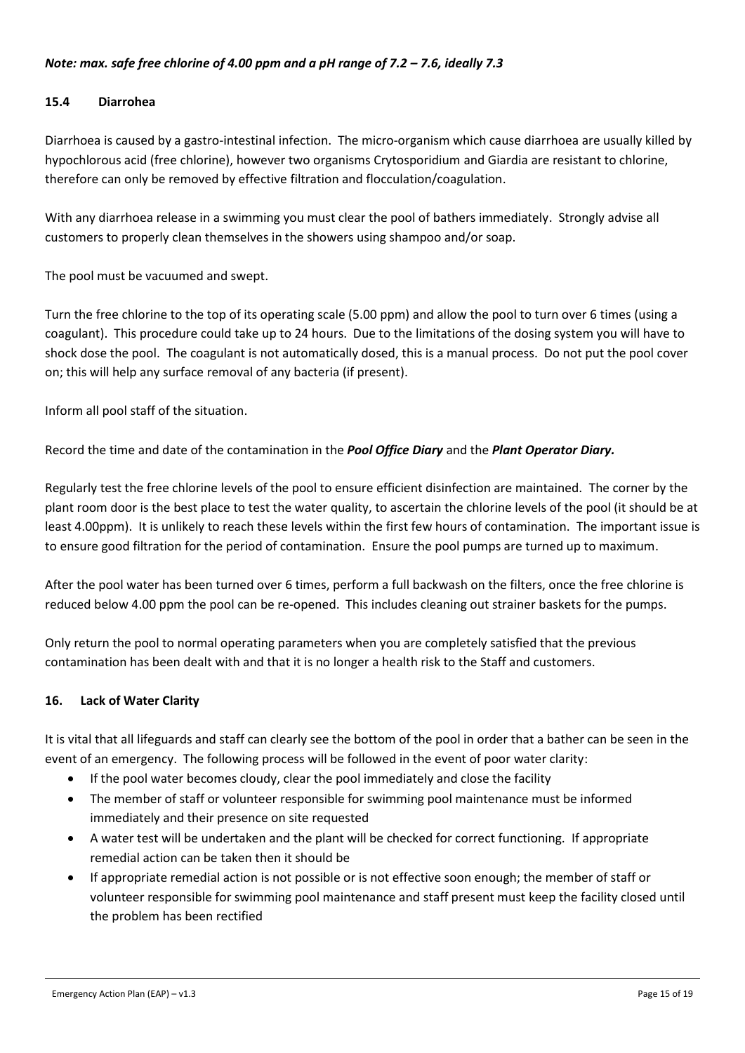***Note: max. safe free chlorine of 4.00 ppm and a pH range of 7.2 – 7.6, ideally 7.3***

### 15.4 Diarrohea

Diarrhoea is caused by a gastro-intestinal infection. The micro-organism which cause diarrhoea are usually killed by hypochlorous acid (free chlorine), however two organisms Crytosporidium and Giardia are resistant to chlorine, therefore can only be removed by effective filtration and flocculation/coagulation.

With any diarrhoea release in a swimming you must clear the pool of bathers immediately. Strongly advise all customers to properly clean themselves in the showers using shampoo and/or soap.

The pool must be vacuumed and swept.

Turn the free chlorine to the top of its operating scale (5.00 ppm) and allow the pool to turn over 6 times (using a coagulant). This procedure could take up to 24 hours. Due to the limitations of the dosing system you will have to shock dose the pool. The coagulant is not automatically dosed, this is a manual process. Do not put the pool cover on; this will help any surface removal of any bacteria (if present).

Inform all pool staff of the situation.

Record the time and date of the contamination in the ***Pool Office Diary*** and the ***Plant Operator Diary.***

Regularly test the free chlorine levels of the pool to ensure efficient disinfection are maintained. The corner by the plant room door is the best place to test the water quality, to ascertain the chlorine levels of the pool (it should be at least 4.00ppm). It is unlikely to reach these levels within the first few hours of contamination. The important issue is to ensure good filtration for the period of contamination. Ensure the pool pumps are turned up to maximum.

After the pool water has been turned over 6 times, perform a full backwash on the filters, once the free chlorine is reduced below 4.00 ppm the pool can be re-opened. This includes cleaning out strainer baskets for the pumps.

Only return the pool to normal operating parameters when you are completely satisfied that the previous contamination has been dealt with and that it is no longer a health risk to the Staff and customers.

## 16. Lack of Water Clarity

It is vital that all lifeguards and staff can clearly see the bottom of the pool in order that a bather can be seen in the event of an emergency. The following process will be followed in the event of poor water clarity:

- If the pool water becomes cloudy, clear the pool immediately and close the facility
- The member of staff or volunteer responsible for swimming pool maintenance must be informed immediately and their presence on site requested
- A water test will be undertaken and the plant will be checked for correct functioning. If appropriate remedial action can be taken then it should be
- If appropriate remedial action is not possible or is not effective soon enough; the member of staff or volunteer responsible for swimming pool maintenance and staff present must keep the facility closed until the problem has been rectified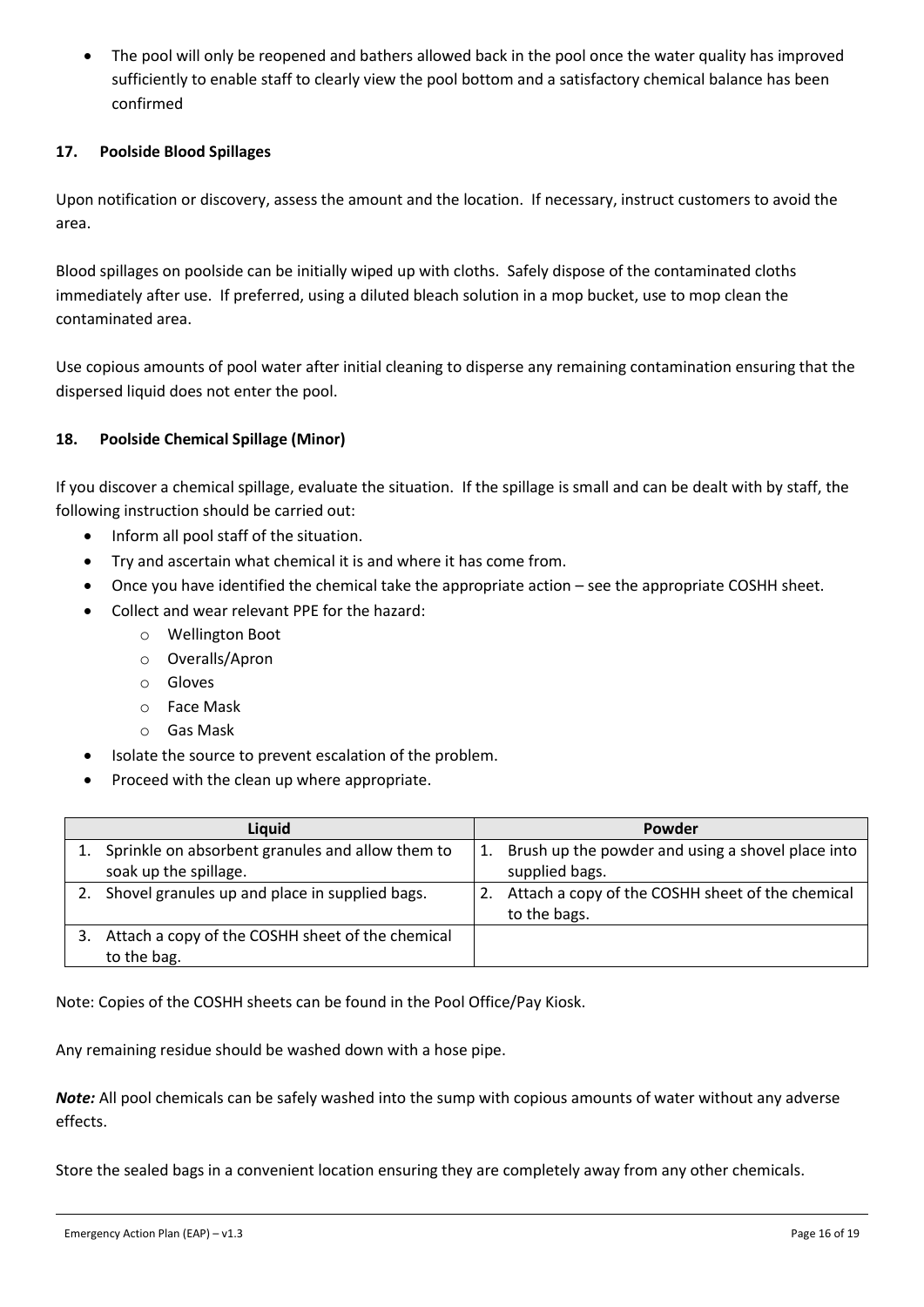- The pool will only be reopened and bathers allowed back in the pool once the water quality has improved sufficiently to enable staff to clearly view the pool bottom and a satisfactory chemical balance has been confirmed

### 17. Poolside Blood Spillages

Upon notification or discovery, assess the amount and the location. If necessary, instruct customers to avoid the area.

Blood spillages on poolside can be initially wiped up with cloths. Safely dispose of the contaminated cloths immediately after use. If preferred, using a diluted bleach solution in a mop bucket, use to mop clean the contaminated area.

Use copious amounts of pool water after initial cleaning to disperse any remaining contamination ensuring that the dispersed liquid does not enter the pool.

### 18. Poolside Chemical Spillage (Minor)

If you discover a chemical spillage, evaluate the situation. If the spillage is small and can be dealt with by staff, the following instruction should be carried out:

- Inform all pool staff of the situation.
- Try and ascertain what chemical it is and where it has come from.
- Once you have identified the chemical take the appropriate action – see the appropriate COSHH sheet.
- Collect and wear relevant PPE for the hazard:
  - Wellington Boot
  - Overalls/Apron
  - Gloves
  - Face Mask
  - Gas Mask
- Isolate the source to prevent escalation of the problem.
- Proceed with the clean up where appropriate.

| Liquid | Powder |
|---|---|
| 1. Sprinkle on absorbent granules and allow them to soak up the spillage. | 1. Brush up the powder and using a shovel place into supplied bags. |
| 2. Shovel granules up and place in supplied bags. | 2. Attach a copy of the COSHH sheet of the chemical to the bags. |
| 3. Attach a copy of the COSHH sheet of the chemical to the bag. | |

Note: Copies of the COSHH sheets can be found in the Pool Office/Pay Kiosk.

Any remaining residue should be washed down with a hose pipe.

***Note:*** All pool chemicals can be safely washed into the sump with copious amounts of water without any adverse effects.

Store the sealed bags in a convenient location ensuring they are completely away from any other chemicals.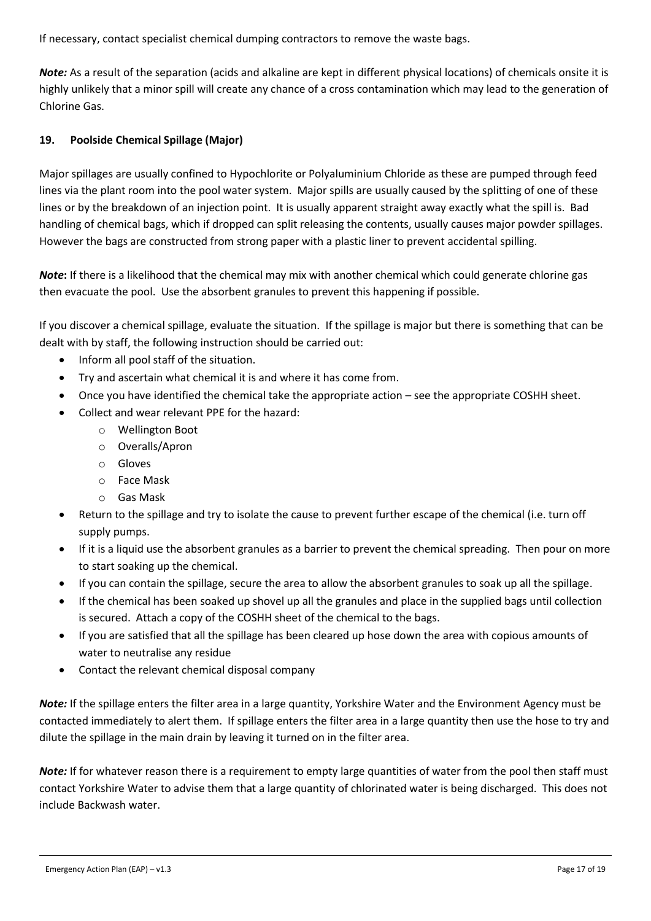If necessary, contact specialist chemical dumping contractors to remove the waste bags.

***Note:*** As a result of the separation (acids and alkaline are kept in different physical locations) of chemicals onsite it is highly unlikely that a minor spill will create any chance of a cross contamination which may lead to the generation of Chlorine Gas.

## 19. Poolside Chemical Spillage (Major)

Major spillages are usually confined to Hypochlorite or Polyaluminium Chloride as these are pumped through feed lines via the plant room into the pool water system. Major spills are usually caused by the splitting of one of these lines or by the breakdown of an injection point. It is usually apparent straight away exactly what the spill is. Bad handling of chemical bags, which if dropped can split releasing the contents, usually causes major powder spillages. However the bags are constructed from strong paper with a plastic liner to prevent accidental spilling.

***Note*:** If there is a likelihood that the chemical may mix with another chemical which could generate chlorine gas then evacuate the pool. Use the absorbent granules to prevent this happening if possible.

If you discover a chemical spillage, evaluate the situation. If the spillage is major but there is something that can be dealt with by staff, the following instruction should be carried out:

- Inform all pool staff of the situation.
- Try and ascertain what chemical it is and where it has come from.
- Once you have identified the chemical take the appropriate action – see the appropriate COSHH sheet.
- Collect and wear relevant PPE for the hazard:
    - Wellington Boot
    - Overalls/Apron
    - Gloves
    - Face Mask
    - Gas Mask
- Return to the spillage and try to isolate the cause to prevent further escape of the chemical (i.e. turn off supply pumps.
- If it is a liquid use the absorbent granules as a barrier to prevent the chemical spreading. Then pour on more to start soaking up the chemical.
- If you can contain the spillage, secure the area to allow the absorbent granules to soak up all the spillage.
- If the chemical has been soaked up shovel up all the granules and place in the supplied bags until collection is secured. Attach a copy of the COSHH sheet of the chemical to the bags.
- If you are satisfied that all the spillage has been cleared up hose down the area with copious amounts of water to neutralise any residue
- Contact the relevant chemical disposal company

***Note:*** If the spillage enters the filter area in a large quantity, Yorkshire Water and the Environment Agency must be contacted immediately to alert them. If spillage enters the filter area in a large quantity then use the hose to try and dilute the spillage in the main drain by leaving it turned on in the filter area.

***Note:*** If for whatever reason there is a requirement to empty large quantities of water from the pool then staff must contact Yorkshire Water to advise them that a large quantity of chlorinated water is being discharged. This does not include Backwash water.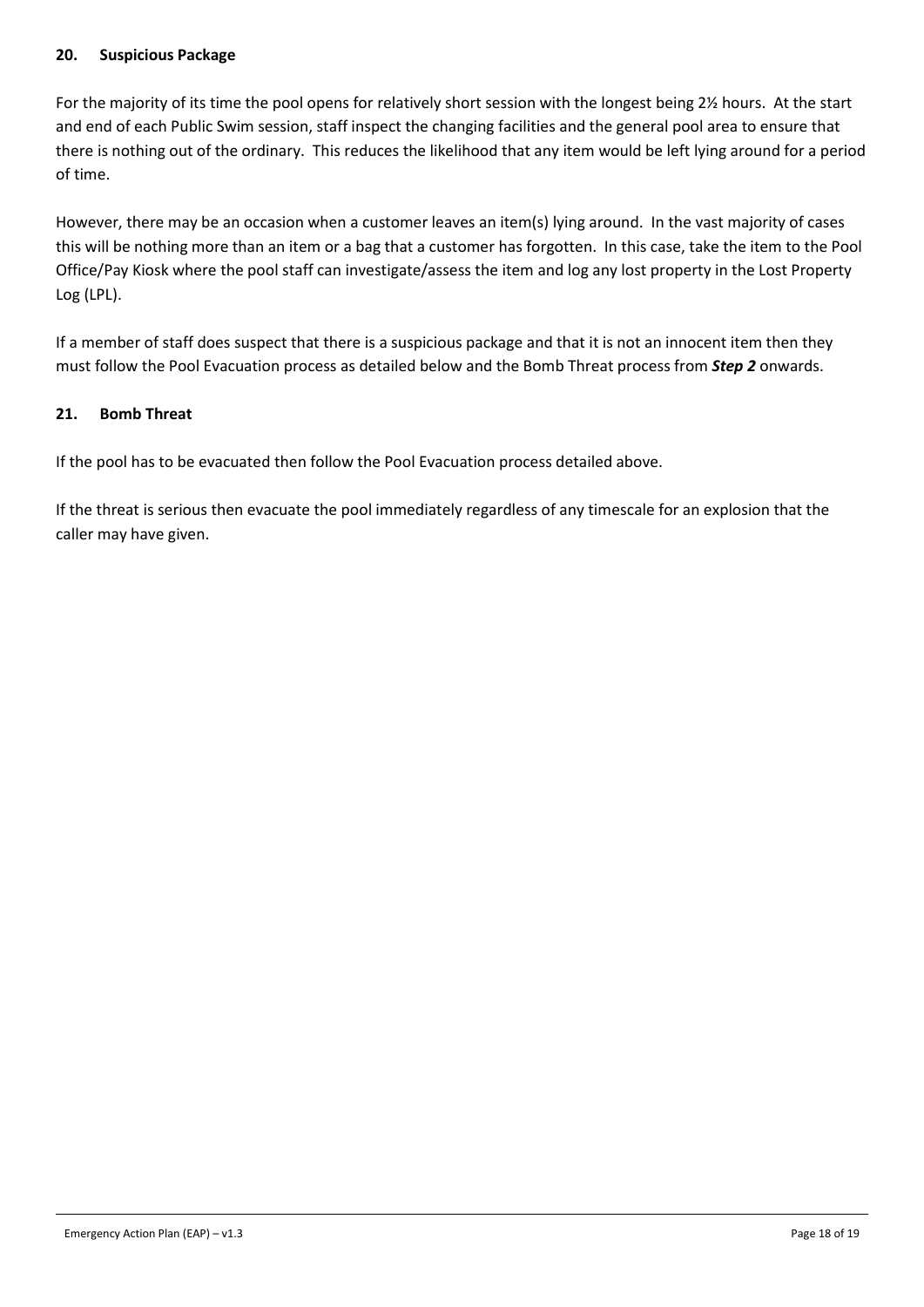## 20. Suspicious Package

For the majority of its time the pool opens for relatively short session with the longest being 2½ hours. At the start and end of each Public Swim session, staff inspect the changing facilities and the general pool area to ensure that there is nothing out of the ordinary. This reduces the likelihood that any item would be left lying around for a period of time.

However, there may be an occasion when a customer leaves an item(s) lying around. In the vast majority of cases this will be nothing more than an item or a bag that a customer has forgotten. In this case, take the item to the Pool Office/Pay Kiosk where the pool staff can investigate/assess the item and log any lost property in the Lost Property Log (LPL).

If a member of staff does suspect that there is a suspicious package and that it is not an innocent item then they must follow the Pool Evacuation process as detailed below and the Bomb Threat process from ***Step 2*** onwards.

## 21. Bomb Threat

If the pool has to be evacuated then follow the Pool Evacuation process detailed above.

If the threat is serious then evacuate the pool immediately regardless of any timescale for an explosion that the caller may have given.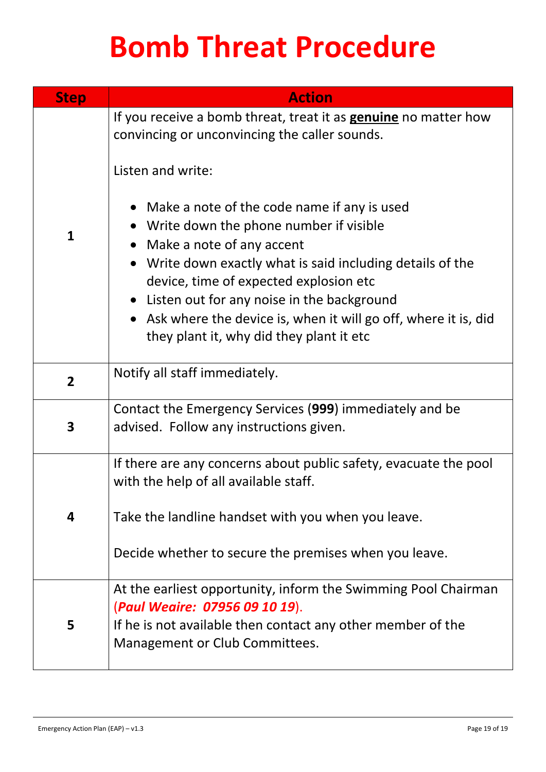# Bomb Threat Procedure

| Step | Action |
|---|---|
| 1 | If you receive a bomb threat, treat it as **genuine** no matter how convincing or unconvincing the caller sounds.<br><br>Listen and write:<br><br>• Make a note of the code name if any is used<br>• Write down the phone number if visible<br>• Make a note of any accent<br>• Write down exactly what is said including details of the device, time of expected explosion etc<br>• Listen out for any noise in the background<br>• Ask where the device is, when it will go off, where it is, did they plant it, why did they plant it etc |
| 2 | Notify all staff immediately. |
| 3 | Contact the Emergency Services (**999**) immediately and be advised. Follow any instructions given. |
| 4 | If there are any concerns about public safety, evacuate the pool with the help of all available staff.<br><br>Take the landline handset with you when you leave.<br><br>Decide whether to secure the premises when you leave. |
| 5 | At the earliest opportunity, inform the Swimming Pool Chairman (***Paul Weaire: 07956 09 10 19***).<br>If he is not available then contact any other member of the Management or Club Committees. |

Emergency Action Plan (EAP) – v1.3